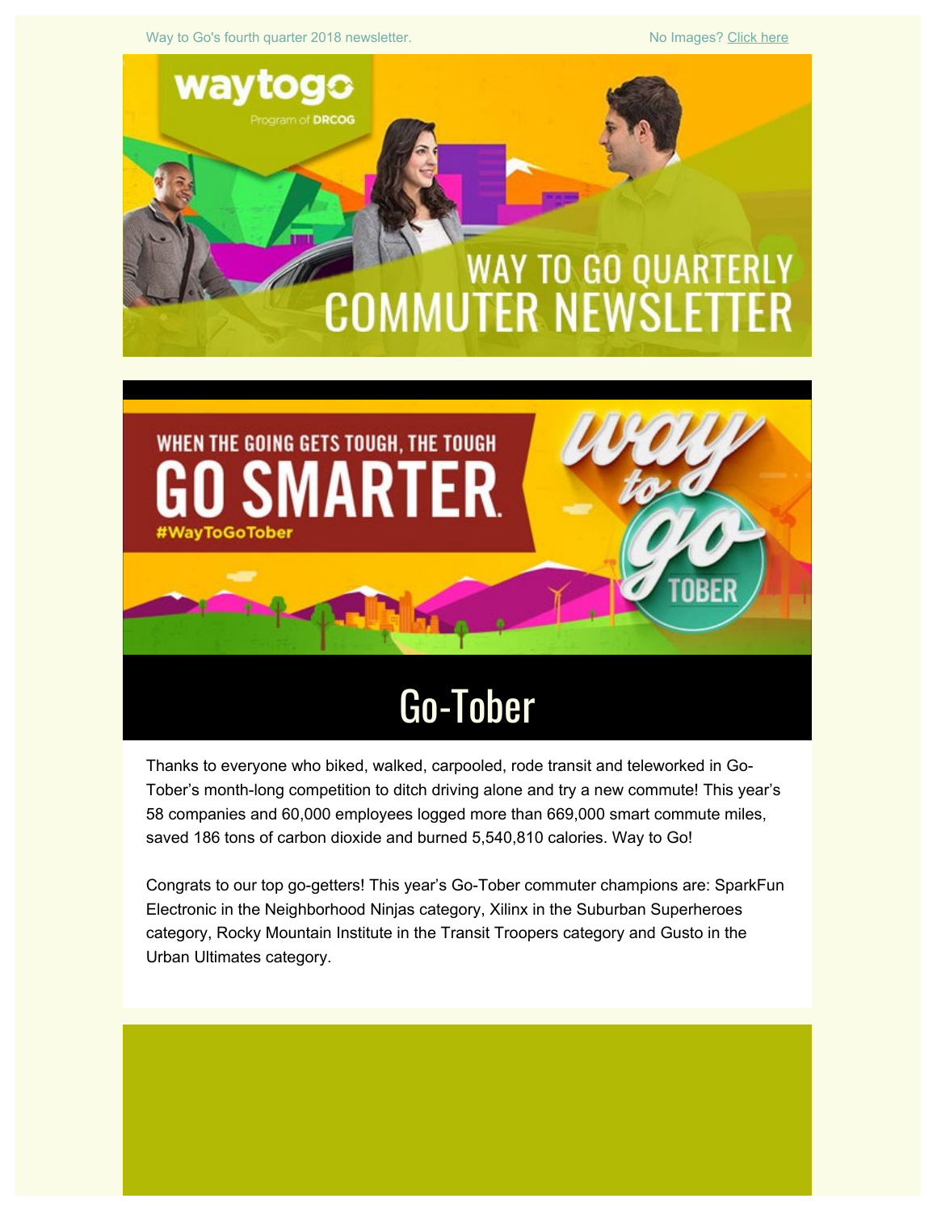Way to Go's fourth quarter 2018 newsletter.

No Images? Click here

# WAY TO GO QUARTERLY COMMUTER NEWSLETTER

## Go-Tober

Thanks to everyone who biked, walked, carpooled, rode transit and teleworked in Go-Tober's month-long competition to ditch driving alone and try a new commute! This year's 58 companies and 60,000 employees logged more than 669,000 smart commute miles, saved 186 tons of carbon dioxide and burned 5,540,810 calories. Way to Go!

Congrats to our top go-getters! This year's Go-Tober commuter champions are: SparkFun Electronic in the Neighborhood Ninjas category, Xilinx in the Suburban Superheroes category, Rocky Mountain Institute in the Transit Troopers category and Gusto in the Urban Ultimates category.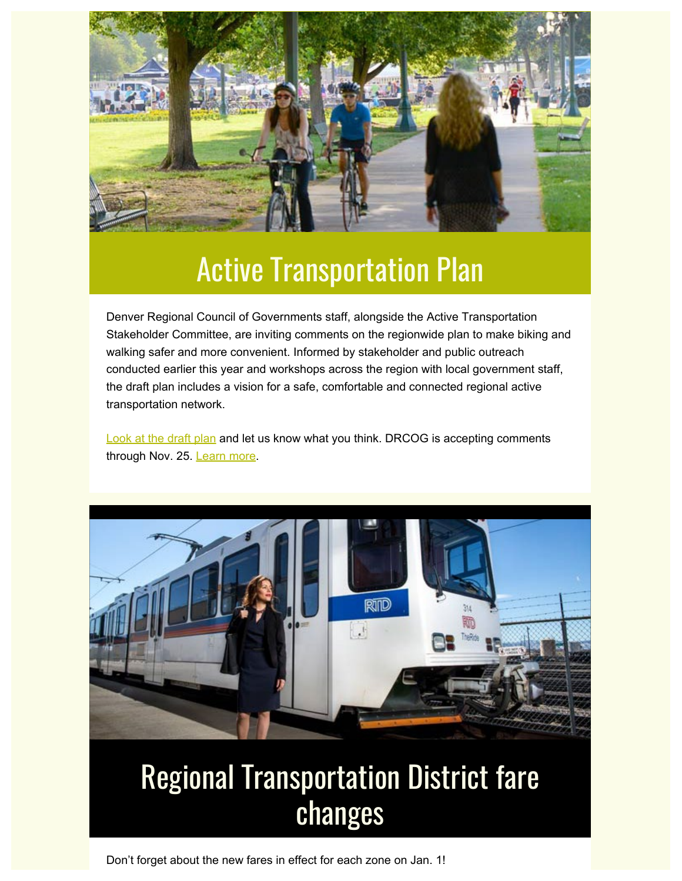# Active Transportation Plan

Denver Regional Council of Governments staff, alongside the Active Transportation Stakeholder Committee, are inviting comments on the regionwide plan to make biking and walking safer and more convenient. Informed by stakeholder and public outreach conducted earlier this year and workshops across the region with local government staff, the draft plan includes a vision for a safe, comfortable and connected regional active transportation network.

Look at the draft plan and let us know what you think. DRCOG is accepting comments through Nov. 25. Learn more.

# Regional Transportation District fare changes

Don't forget about the new fares in effect for each zone on Jan. 1!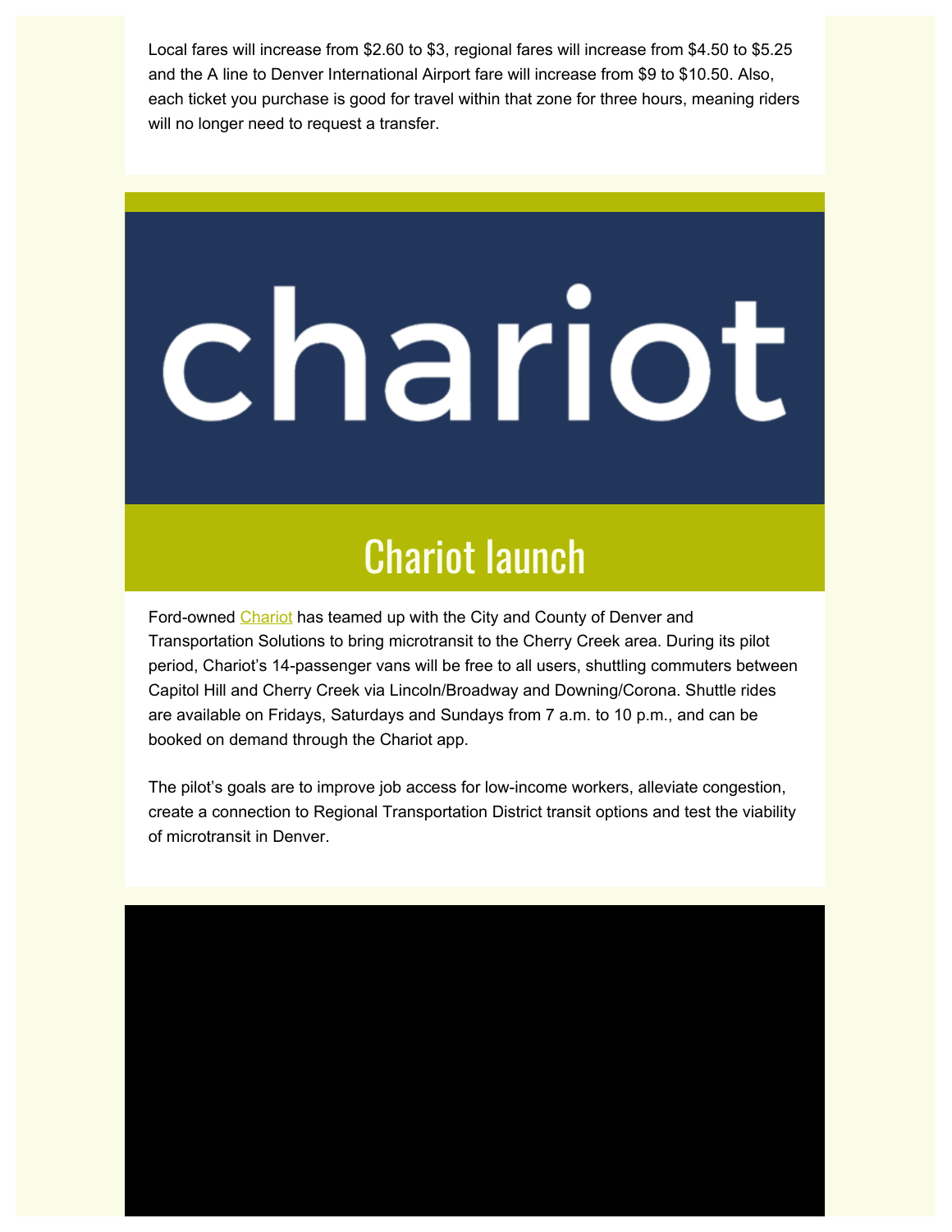Local fares will increase from $2.60 to $3, regional fares will increase from $4.50 to $5.25 and the A line to Denver International Airport fare will increase from $9 to $10.50. Also, each ticket you purchase is good for travel within that zone for three hours, meaning riders will no longer need to request a transfer.

## Chariot launch

Ford-owned Chariot has teamed up with the City and County of Denver and Transportation Solutions to bring microtransit to the Cherry Creek area. During its pilot period, Chariot's 14-passenger vans will be free to all users, shuttling commuters between Capitol Hill and Cherry Creek via Lincoln/Broadway and Downing/Corona. Shuttle rides are available on Fridays, Saturdays and Sundays from 7 a.m. to 10 p.m., and can be booked on demand through the Chariot app.

The pilot's goals are to improve job access for low-income workers, alleviate congestion, create a connection to Regional Transportation District transit options and test the viability of microtransit in Denver.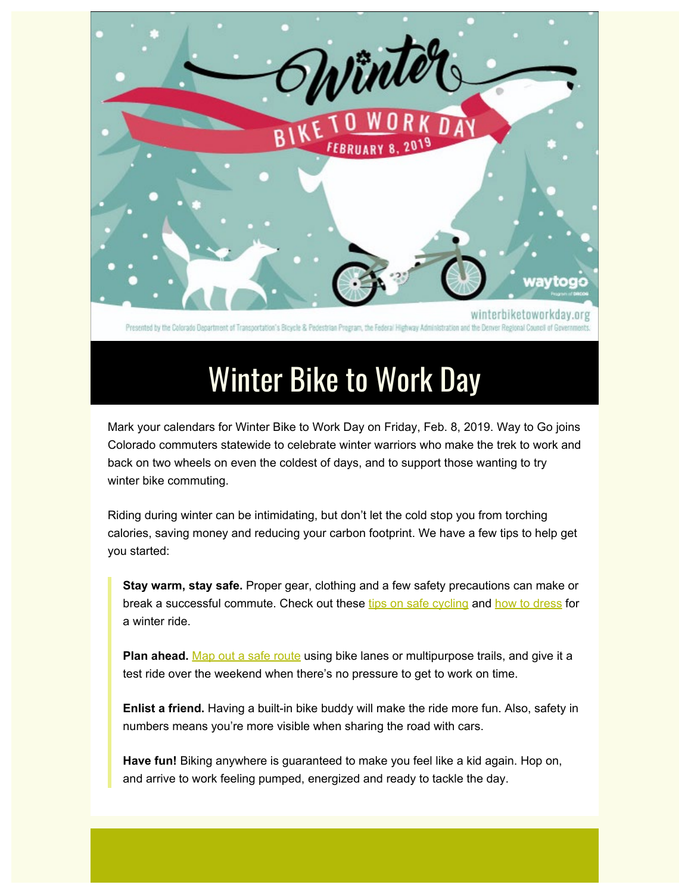# Winter Bike to Work Day

Mark your calendars for Winter Bike to Work Day on Friday, Feb. 8, 2019. Way to Go joins Colorado commuters statewide to celebrate winter warriors who make the trek to work and back on two wheels on even the coldest of days, and to support those wanting to try winter bike commuting.

Riding during winter can be intimidating, but don't let the cold stop you from torching calories, saving money and reducing your carbon footprint. We have a few tips to help get you started:

> **Stay warm, stay safe.** Proper gear, clothing and a few safety precautions can make or break a successful commute. Check out these tips on safe cycling and how to dress for a winter ride.
>
> **Plan ahead.** Map out a safe route using bike lanes or multipurpose trails, and give it a test ride over the weekend when there's no pressure to get to work on time.
>
> **Enlist a friend.** Having a built-in bike buddy will make the ride more fun. Also, safety in numbers means you're more visible when sharing the road with cars.
>
> **Have fun!** Biking anywhere is guaranteed to make you feel like a kid again. Hop on, and arrive to work feeling pumped, energized and ready to tackle the day.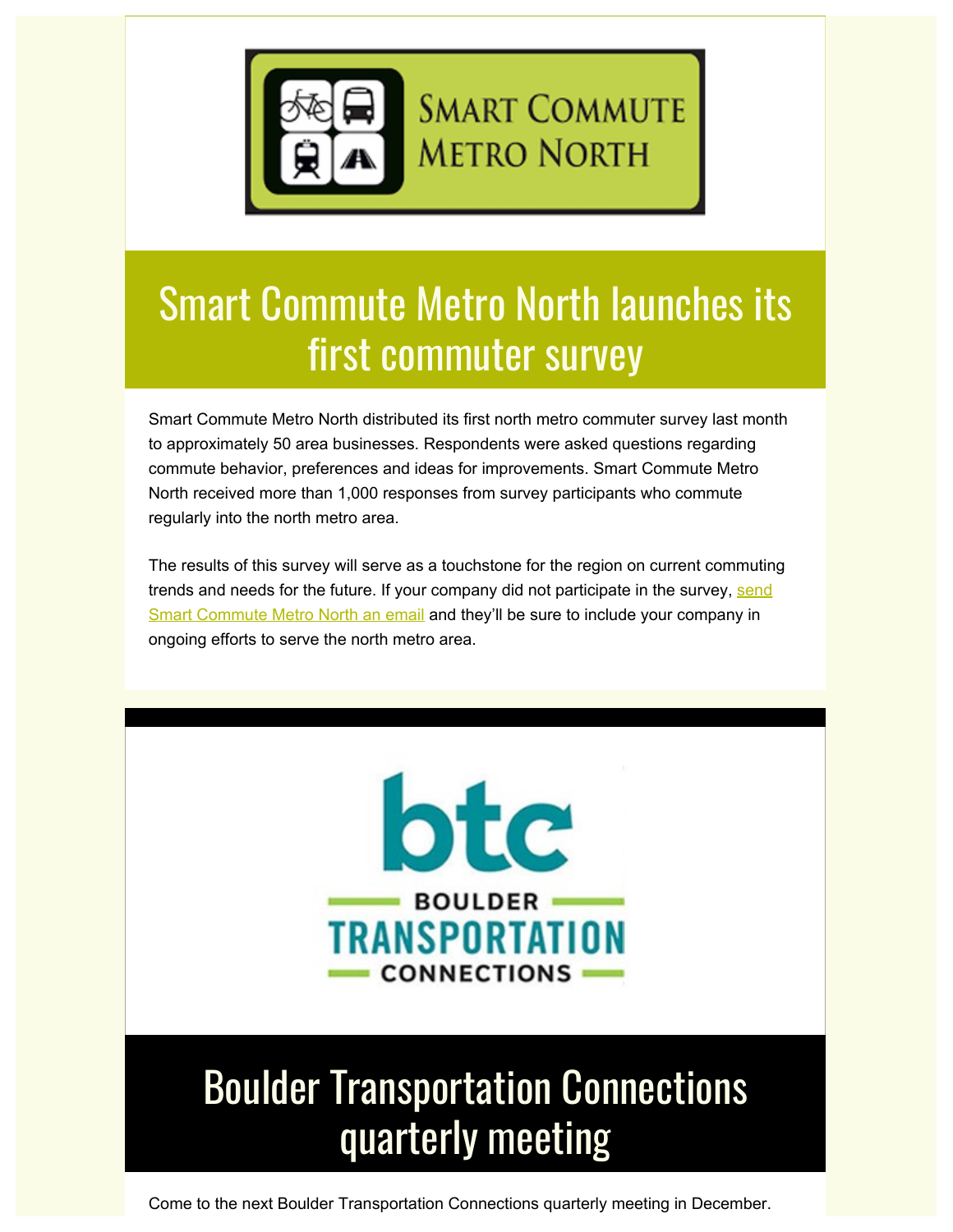# Smart Commute Metro North launches its first commuter survey

Smart Commute Metro North distributed its first north metro commuter survey last month to approximately 50 area businesses. Respondents were asked questions regarding commute behavior, preferences and ideas for improvements. Smart Commute Metro North received more than 1,000 responses from survey participants who commute regularly into the north metro area.

The results of this survey will serve as a touchstone for the region on current commuting trends and needs for the future. If your company did not participate in the survey, send Smart Commute Metro North an email and they'll be sure to include your company in ongoing efforts to serve the north metro area.

# Boulder Transportation Connections quarterly meeting

Come to the next Boulder Transportation Connections quarterly meeting in December.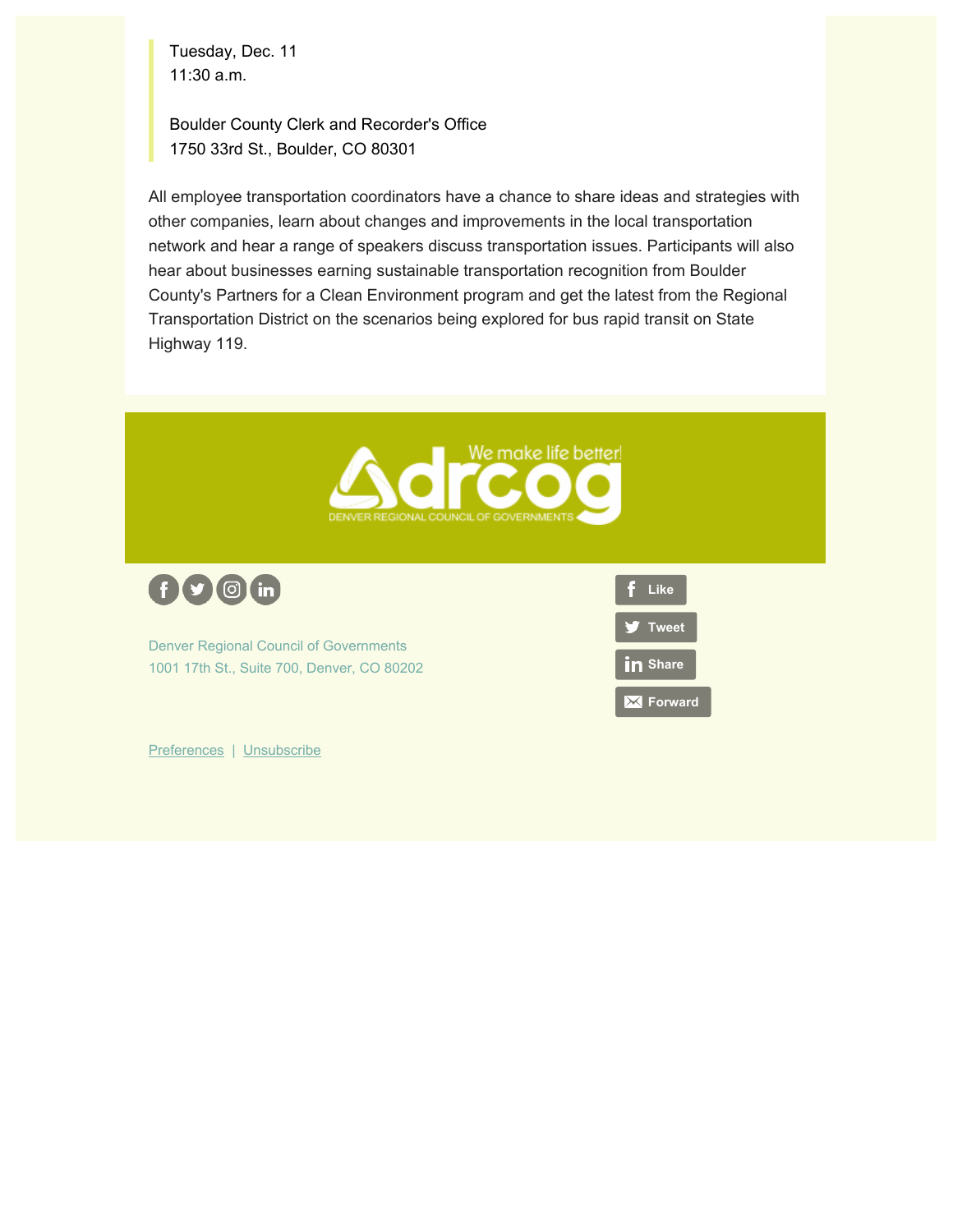Tuesday, Dec. 11
11:30 a.m.

Boulder County Clerk and Recorder's Office
1750 33rd St., Boulder, CO 80301

All employee transportation coordinators have a chance to share ideas and strategies with other companies, learn about changes and improvements in the local transportation network and hear a range of speakers discuss transportation issues. Participants will also hear about businesses earning sustainable transportation recognition from Boulder County's Partners for a Clean Environment program and get the latest from the Regional Transportation District on the scenarios being explored for bus rapid transit on State Highway 119.

We make life better!
drcog
DENVER REGIONAL COUNCIL OF GOVERNMENTS

Like
Tweet
Share
Forward

Denver Regional Council of Governments
1001 17th St., Suite 700, Denver, CO 80202

Preferences | Unsubscribe